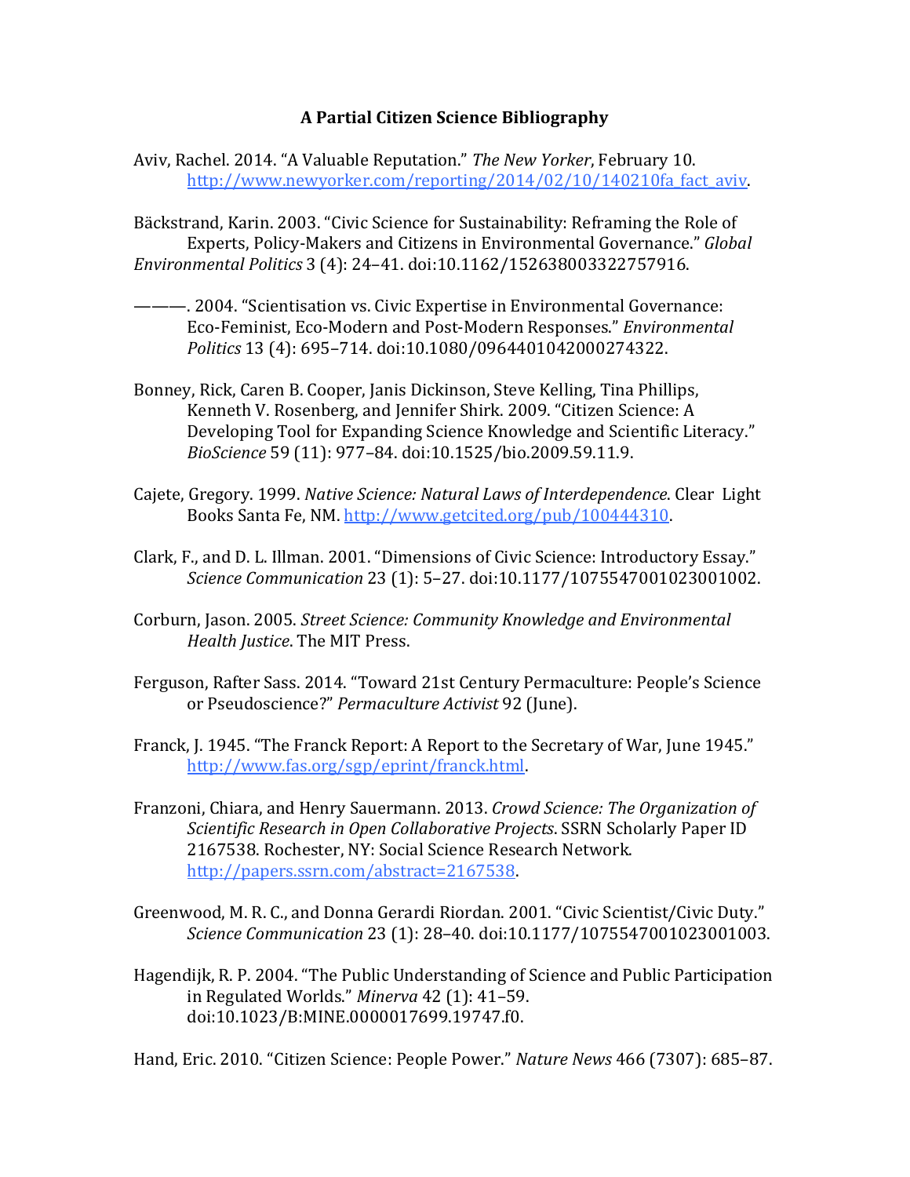# A Partial Citizen Science Bibliography

Aviv, Rachel. 2014. "A Valuable Reputation." *The New Yorker*, February 10. http://www.newyorker.com/reporting/2014/02/10/140210fa_fact_aviv.

Bäckstrand, Karin. 2003. "Civic Science for Sustainability: Reframing the Role of Experts, Policy-Makers and Citizens in Environmental Governance." *Global Environmental Politics* 3 (4): 24–41. doi:10.1162/152638003322757916.

———. 2004. "Scientisation vs. Civic Expertise in Environmental Governance: Eco-Feminist, Eco-Modern and Post-Modern Responses." *Environmental Politics* 13 (4): 695–714. doi:10.1080/0964401042000274322.

Bonney, Rick, Caren B. Cooper, Janis Dickinson, Steve Kelling, Tina Phillips, Kenneth V. Rosenberg, and Jennifer Shirk. 2009. "Citizen Science: A Developing Tool for Expanding Science Knowledge and Scientific Literacy." *BioScience* 59 (11): 977–84. doi:10.1525/bio.2009.59.11.9.

Cajete, Gregory. 1999. *Native Science: Natural Laws of Interdependence*. Clear Light Books Santa Fe, NM. http://www.getcited.org/pub/100444310.

Clark, F., and D. L. Illman. 2001. "Dimensions of Civic Science: Introductory Essay." *Science Communication* 23 (1): 5–27. doi:10.1177/1075547001023001002.

Corburn, Jason. 2005. *Street Science: Community Knowledge and Environmental Health Justice*. The MIT Press.

Ferguson, Rafter Sass. 2014. "Toward 21st Century Permaculture: People's Science or Pseudoscience?" *Permaculture Activist* 92 (June).

Franck, J. 1945. "The Franck Report: A Report to the Secretary of War, June 1945." http://www.fas.org/sgp/eprint/franck.html.

Franzoni, Chiara, and Henry Sauermann. 2013. *Crowd Science: The Organization of Scientific Research in Open Collaborative Projects*. SSRN Scholarly Paper ID 2167538. Rochester, NY: Social Science Research Network. http://papers.ssrn.com/abstract=2167538.

Greenwood, M. R. C., and Donna Gerardi Riordan. 2001. "Civic Scientist/Civic Duty." *Science Communication* 23 (1): 28–40. doi:10.1177/1075547001023001003.

Hagendijk, R. P. 2004. "The Public Understanding of Science and Public Participation in Regulated Worlds." *Minerva* 42 (1): 41–59. doi:10.1023/B:MINE.0000017699.19747.f0.

Hand, Eric. 2010. "Citizen Science: People Power." *Nature News* 466 (7307): 685–87.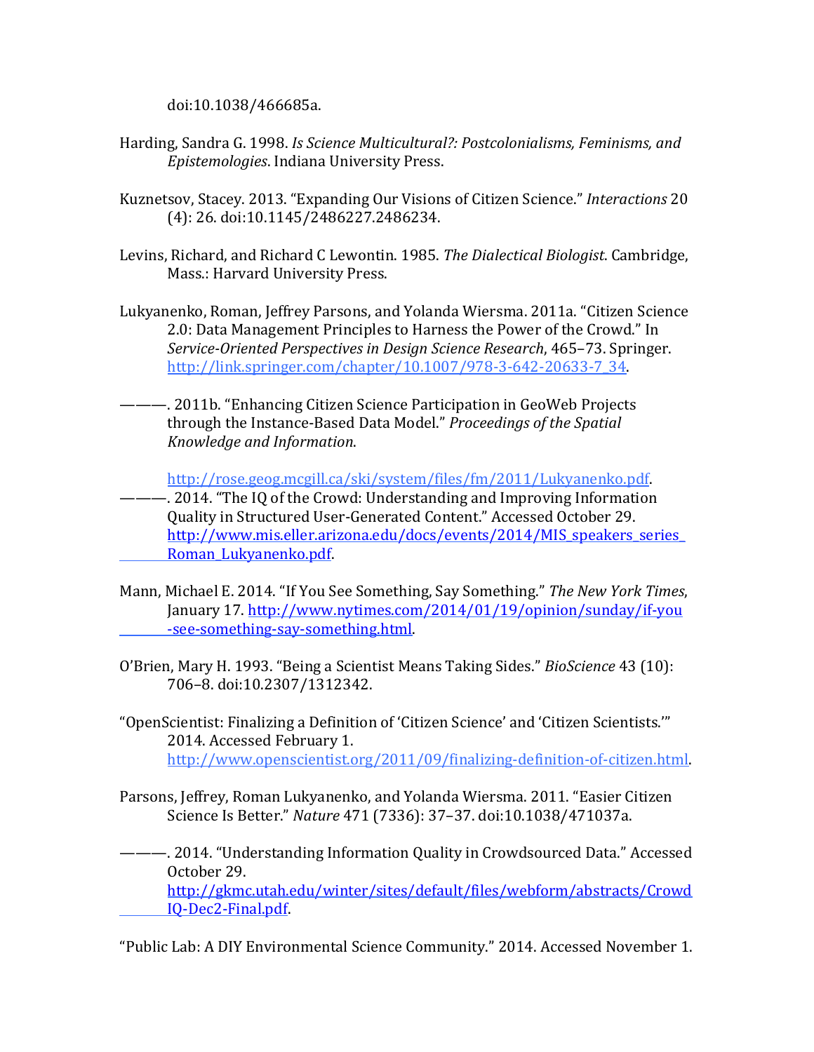doi:10.1038/466685a.

Harding, Sandra G. 1998. *Is Science Multicultural?: Postcolonialisms, Feminisms, and Epistemologies*. Indiana University Press.

Kuznetsov, Stacey. 2013. "Expanding Our Visions of Citizen Science." *Interactions* 20 (4): 26. doi:10.1145/2486227.2486234.

Levins, Richard, and Richard C Lewontin. 1985. *The Dialectical Biologist*. Cambridge, Mass.: Harvard University Press.

Lukyanenko, Roman, Jeffrey Parsons, and Yolanda Wiersma. 2011a. "Citizen Science 2.0: Data Management Principles to Harness the Power of the Crowd." In *Service-Oriented Perspectives in Design Science Research*, 465–73. Springer. http://link.springer.com/chapter/10.1007/978-3-642-20633-7_34.

———. 2011b. "Enhancing Citizen Science Participation in GeoWeb Projects through the Instance-Based Data Model." *Proceedings of the Spatial Knowledge and Information*.

http://rose.geog.mcgill.ca/ski/system/files/fm/2011/Lukyanenko.pdf.

———. 2014. "The IQ of the Crowd: Understanding and Improving Information Quality in Structured User-Generated Content." Accessed October 29. http://www.mis.eller.arizona.edu/docs/events/2014/MIS_speakers_series_Roman_Lukyanenko.pdf.

Mann, Michael E. 2014. "If You See Something, Say Something." *The New York Times*, January 17. http://www.nytimes.com/2014/01/19/opinion/sunday/if-you-see-something-say-something.html.

O'Brien, Mary H. 1993. "Being a Scientist Means Taking Sides." *BioScience* 43 (10): 706–8. doi:10.2307/1312342.

"OpenScientist: Finalizing a Definition of 'Citizen Science' and 'Citizen Scientists.'" 2014. Accessed February 1. http://www.openscientist.org/2011/09/finalizing-definition-of-citizen.html.

Parsons, Jeffrey, Roman Lukyanenko, and Yolanda Wiersma. 2011. "Easier Citizen Science Is Better." *Nature* 471 (7336): 37–37. doi:10.1038/471037a.

———. 2014. "Understanding Information Quality in Crowdsourced Data." Accessed October 29. http://gkmc.utah.edu/winter/sites/default/files/webform/abstracts/CrowdIQ-Dec2-Final.pdf.

"Public Lab: A DIY Environmental Science Community." 2014. Accessed November 1.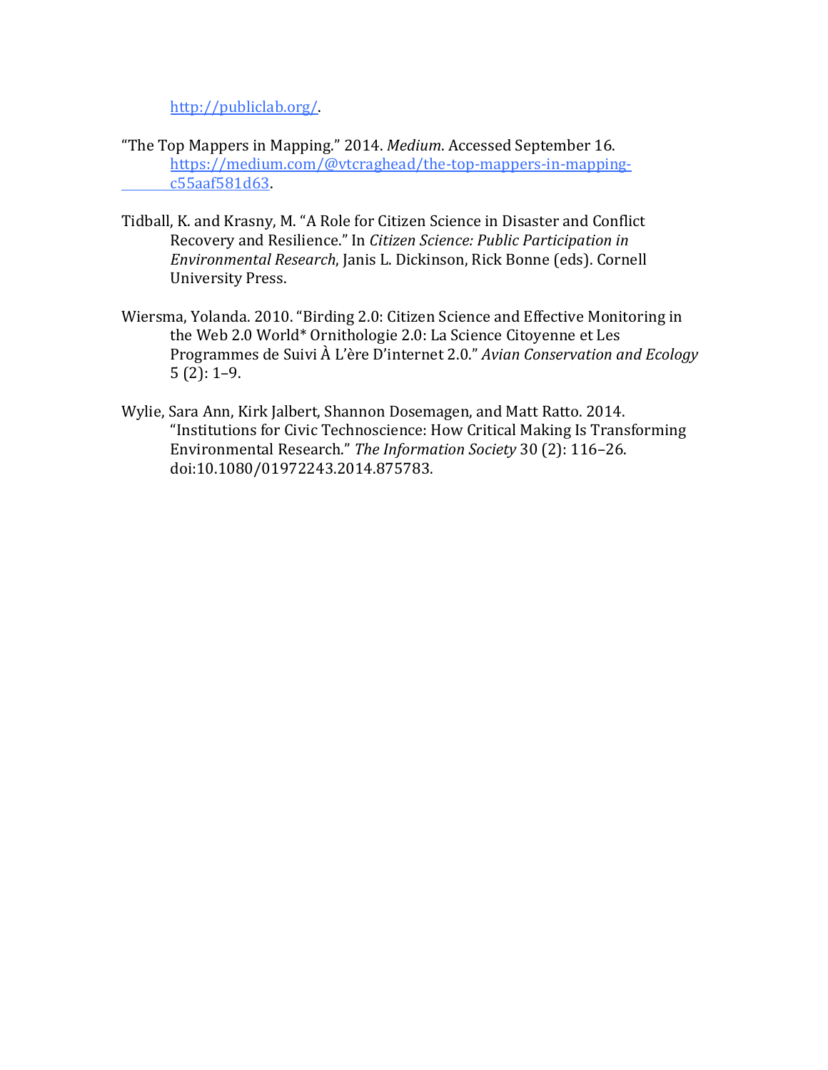http://publiclab.org/.

"The Top Mappers in Mapping." 2014. *Medium*. Accessed September 16. https://medium.com/@vtcraghead/the-top-mappers-in-mapping-c55aaf581d63.

Tidball, K. and Krasny, M. "A Role for Citizen Science in Disaster and Conflict Recovery and Resilience." In *Citizen Science: Public Participation in Environmental Research*, Janis L. Dickinson, Rick Bonne (eds). Cornell University Press.

Wiersma, Yolanda. 2010. "Birding 2.0: Citizen Science and Effective Monitoring in the Web 2.0 World* Ornithologie 2.0: La Science Citoyenne et Les Programmes de Suivi À L'ère D'internet 2.0." *Avian Conservation and Ecology* 5 (2): 1–9.

Wylie, Sara Ann, Kirk Jalbert, Shannon Dosemagen, and Matt Ratto. 2014. "Institutions for Civic Technoscience: How Critical Making Is Transforming Environmental Research." *The Information Society* 30 (2): 116–26. doi:10.1080/01972243.2014.875783.